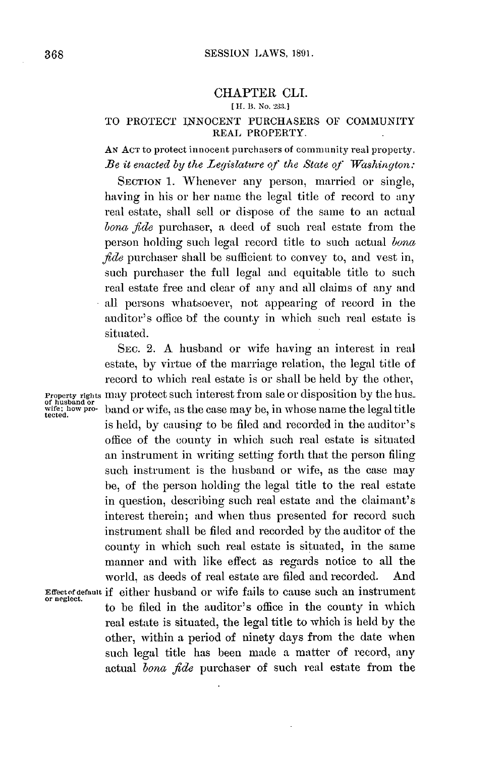## CHAPTER CLI.

[H. B. No. 233.]

### TO PROTECT INNOCENT PURCHASERS OF COMMUNITY REAL PROPERTY.

AN ACT to protect innocent purchasers of community real property.

*Be it enacted by the Legislature of the State of Washington:*

SECTION 1. Whenever any person, married or single, having in his or her name the legal title of record to any real estate, shall sell or dispose of the same to an actual *bona fide* purchaser, a deed of such real estate from the person holding such legal record title to such actual *bona fide* purchaser shall be sufficient to convey to, and vest in, such purchaser the full legal and equitable title to such real estate free and clear of any and all claims of any and all persons whatsoever, not appearing of record in the auditor's office of the county in which such real estate is situated.

Property rights of husband or wife; how protected.

SEC. 2. A husband or wife having an interest in real estate, by virtue of the marriage relation, the legal title of record to which real estate is or shall be held by the other, may protect such interest from sale or disposition by the husband or wife, as the case may be, in whose name the legal title is held, by causing to be filed and recorded in the auditor's office of the county in which such real estate is situated an instrument in writing setting forth that the person filing such instrument is the husband or wife, as the case may be, of the person holding the legal title to the real estate in question, describing such real estate and the claimant's interest therein; and when thus presented for record such instrument shall be filed and recorded by the auditor of the county in which such real estate is situated, in the same manner and with like effect as regards notice to all the world, as deeds of real estate are filed and recorded. And if either husband or wife fails to cause such an instrument to be filed in the auditor's office in the county in which real estate is situated, the legal title to which is held by the other, within a period of ninety days from the date when such legal title has been made a matter of record, any actual *bona fide* purchaser of such real estate from the

Effect of default or neglect.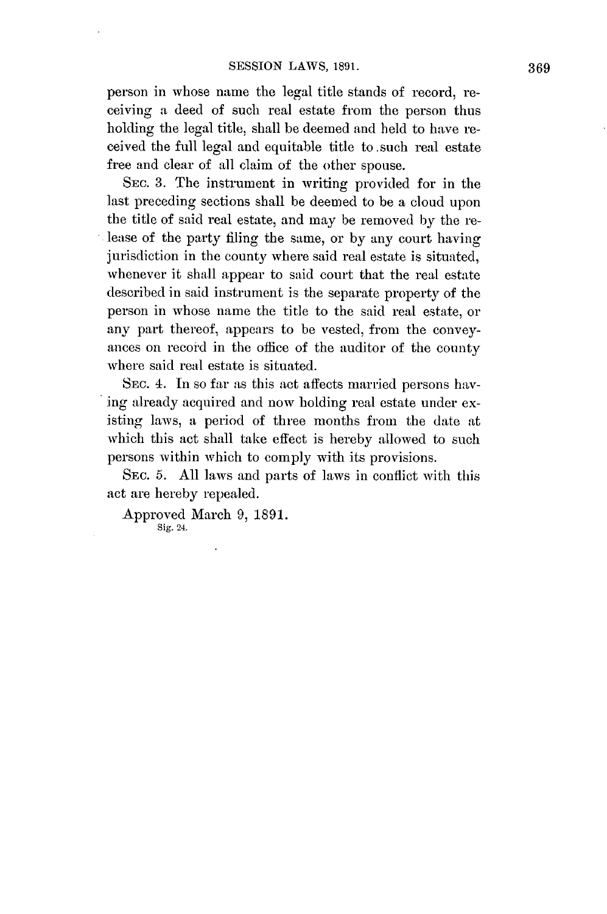person in whose name the legal title stands of record, receiving a deed of such real estate from the person thus holding the legal title, shall be deemed and held to have received the full legal and equitable title to such real estate free and clear of all claim of the other spouse.

SEC. 3. The instrument in writing provided for in the last preceding sections shall be deemed to be a cloud upon the title of said real estate, and may be removed by the release of the party filing the same, or by any court having jurisdiction in the county where said real estate is situated, whenever it shall appear to said court that the real estate described in said instrument is the separate property of the person in whose name the title to the said real estate, or any part thereof, appears to be vested, from the conveyances on record in the office of the auditor of the county where said real estate is situated.

SEC. 4. In so far as this act affects married persons having already acquired and now holding real estate under existing laws, a period of three months from the date at which this act shall take effect is hereby allowed to such persons within which to comply with its provisions.

SEC. 5. All laws and parts of laws in conflict with this act are hereby repealed.

Approved March 9, 1891.